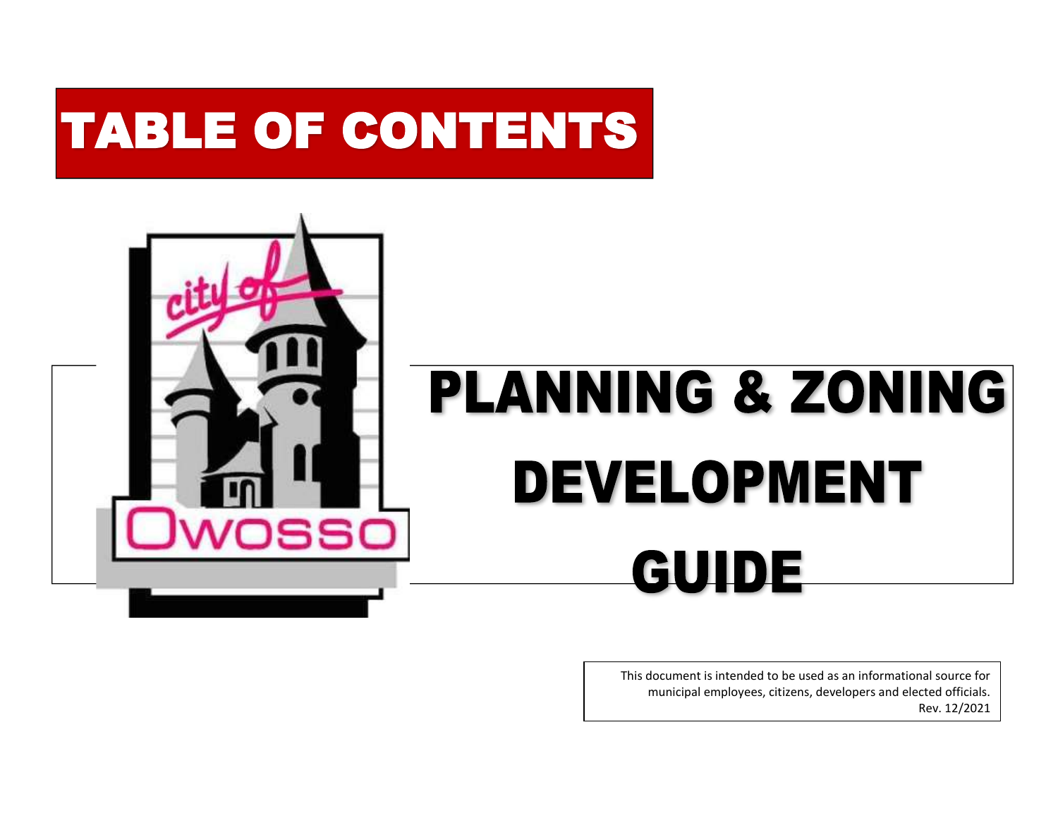# TABLE OF CONTENTS

city of Owosso

# PLANNING & ZONING DEVELOPMENT GUIDE

This document is intended to be used as an informational source for municipal employees, citizens, developers and elected officials.
Rev. 12/2021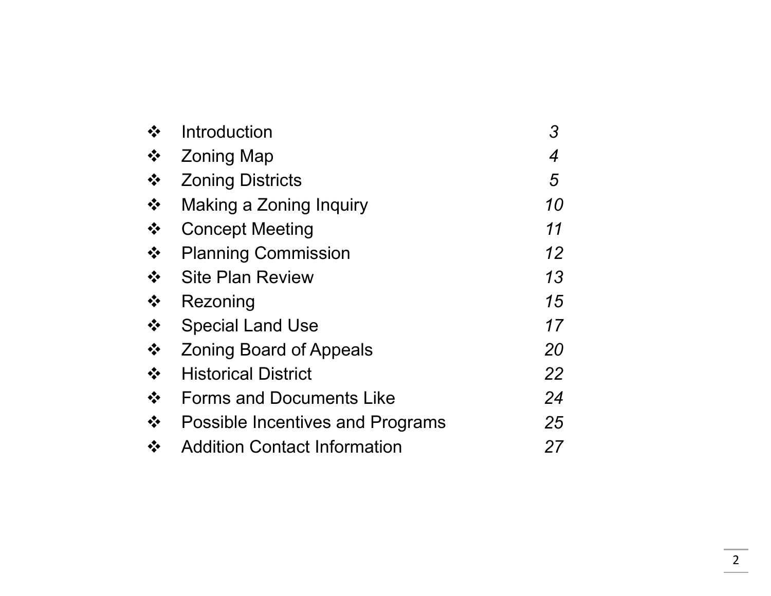- Introduction *3*
- Zoning Map *4*
- Zoning Districts *5*
- Making a Zoning Inquiry *10*
- Concept Meeting *11*
- Planning Commission *12*
- Site Plan Review *13*
- Rezoning *15*
- Special Land Use *17*
- Zoning Board of Appeals *20*
- Historical District *22*
- Forms and Documents Like *24*
- Possible Incentives and Programs *25*
- Addition Contact Information *27*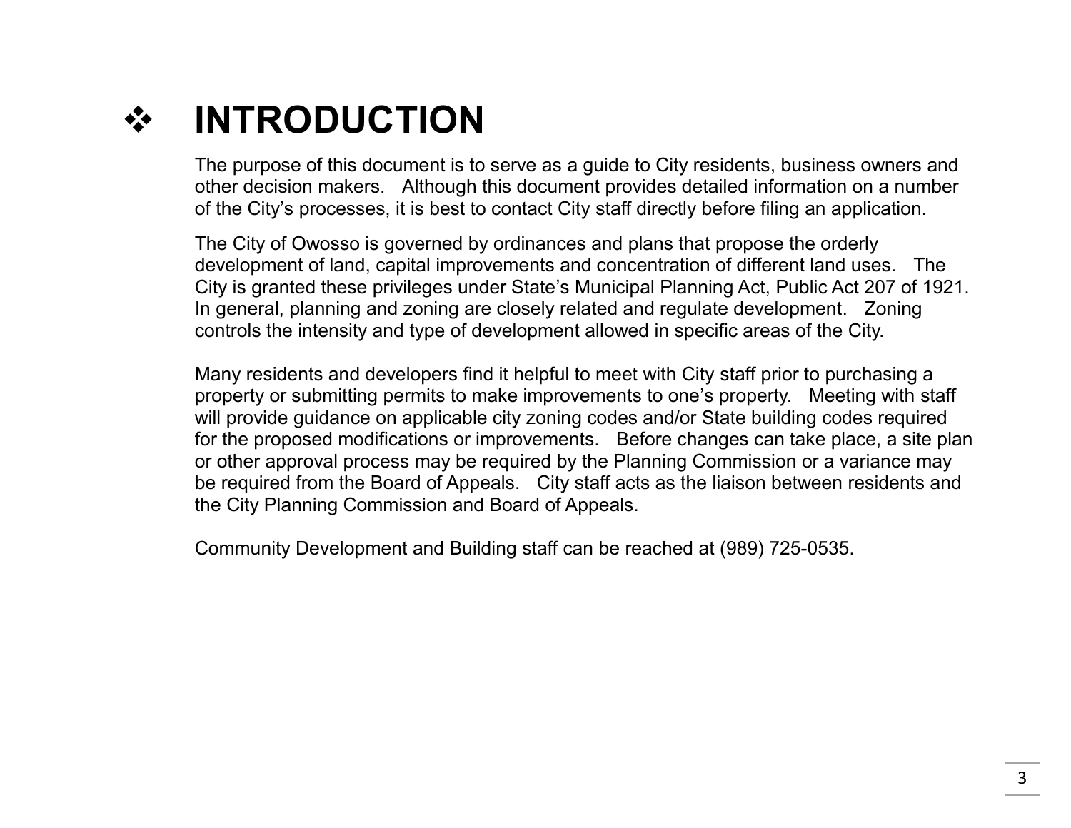# ❖ INTRODUCTION

The purpose of this document is to serve as a guide to City residents, business owners and other decision makers. Although this document provides detailed information on a number of the City's processes, it is best to contact City staff directly before filing an application.

The City of Owosso is governed by ordinances and plans that propose the orderly development of land, capital improvements and concentration of different land uses. The City is granted these privileges under State's Municipal Planning Act, Public Act 207 of 1921. In general, planning and zoning are closely related and regulate development. Zoning controls the intensity and type of development allowed in specific areas of the City.

Many residents and developers find it helpful to meet with City staff prior to purchasing a property or submitting permits to make improvements to one's property. Meeting with staff will provide guidance on applicable city zoning codes and/or State building codes required for the proposed modifications or improvements. Before changes can take place, a site plan or other approval process may be required by the Planning Commission or a variance may be required from the Board of Appeals. City staff acts as the liaison between residents and the City Planning Commission and Board of Appeals.

Community Development and Building staff can be reached at (989) 725-0535.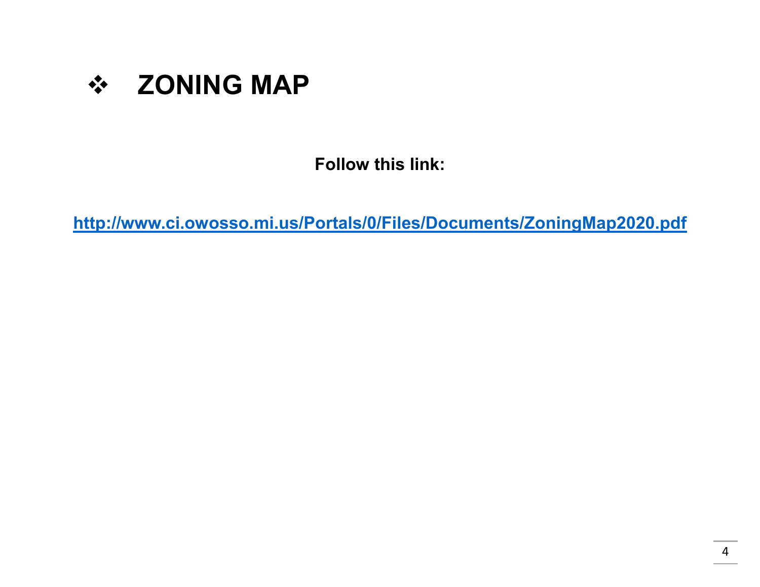# ❖ ZONING MAP

**Follow this link:**

**http://www.ci.owosso.mi.us/Portals/0/Files/Documents/ZoningMap2020.pdf**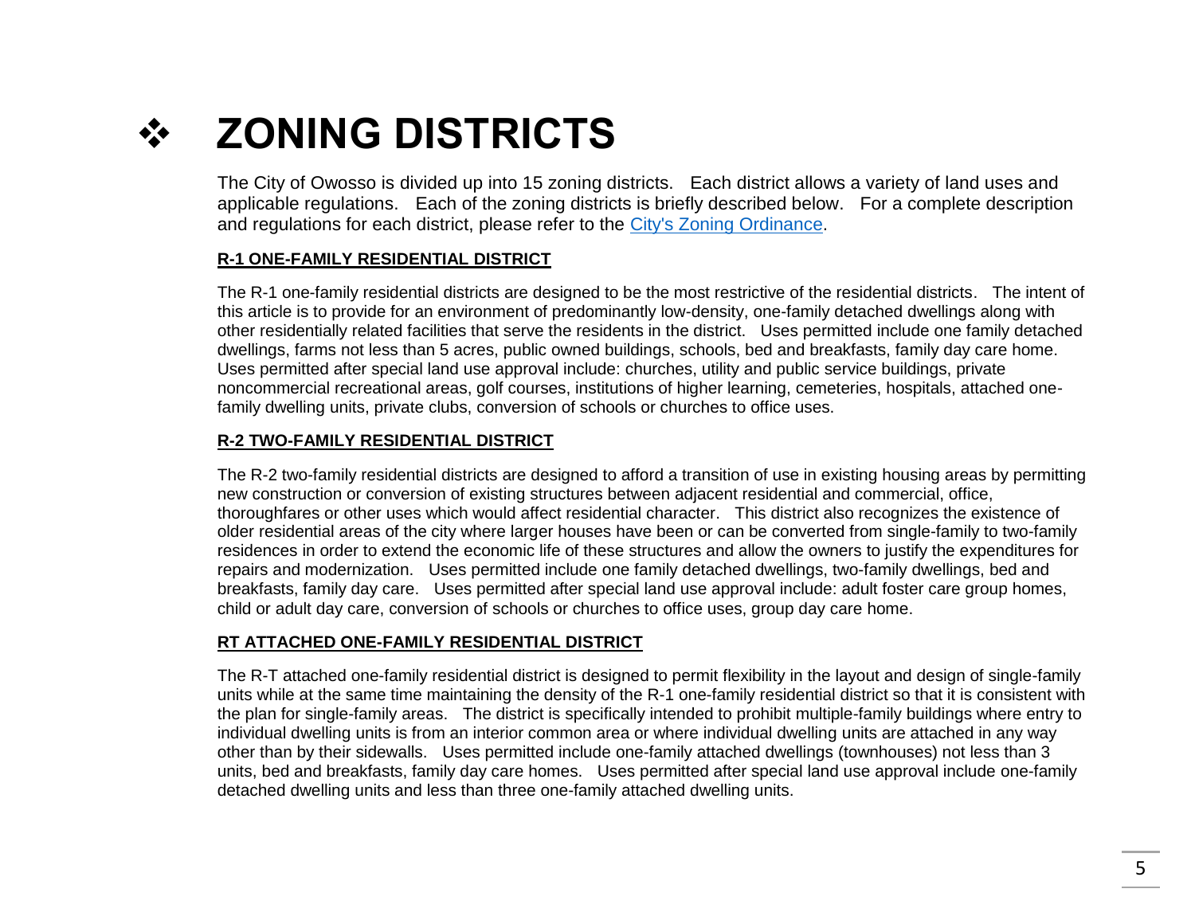# ❖ ZONING DISTRICTS

The City of Owosso is divided up into 15 zoning districts. Each district allows a variety of land uses and applicable regulations. Each of the zoning districts is briefly described below. For a complete description and regulations for each district, please refer to the [City's Zoning Ordinance](City's Zoning Ordinance).

**R-1 ONE-FAMILY RESIDENTIAL DISTRICT**

The R-1 one-family residential districts are designed to be the most restrictive of the residential districts. The intent of this article is to provide for an environment of predominantly low-density, one-family detached dwellings along with other residentially related facilities that serve the residents in the district. Uses permitted include one family detached dwellings, farms not less than 5 acres, public owned buildings, schools, bed and breakfasts, family day care home. Uses permitted after special land use approval include: churches, utility and public service buildings, private noncommercial recreational areas, golf courses, institutions of higher learning, cemeteries, hospitals, attached one-family dwelling units, private clubs, conversion of schools or churches to office uses.

**R-2 TWO-FAMILY RESIDENTIAL DISTRICT**

The R-2 two-family residential districts are designed to afford a transition of use in existing housing areas by permitting new construction or conversion of existing structures between adjacent residential and commercial, office, thoroughfares or other uses which would affect residential character. This district also recognizes the existence of older residential areas of the city where larger houses have been or can be converted from single-family to two-family residences in order to extend the economic life of these structures and allow the owners to justify the expenditures for repairs and modernization. Uses permitted include one family detached dwellings, two-family dwellings, bed and breakfasts, family day care. Uses permitted after special land use approval include: adult foster care group homes, child or adult day care, conversion of schools or churches to office uses, group day care home.

**RT ATTACHED ONE-FAMILY RESIDENTIAL DISTRICT**

The R-T attached one-family residential district is designed to permit flexibility in the layout and design of single-family units while at the same time maintaining the density of the R-1 one-family residential district so that it is consistent with the plan for single-family areas. The district is specifically intended to prohibit multiple-family buildings where entry to individual dwelling units is from an interior common area or where individual dwelling units are attached in any way other than by their sidewalls. Uses permitted include one-family attached dwellings (townhouses) not less than 3 units, bed and breakfasts, family day care homes. Uses permitted after special land use approval include one-family detached dwelling units and less than three one-family attached dwelling units.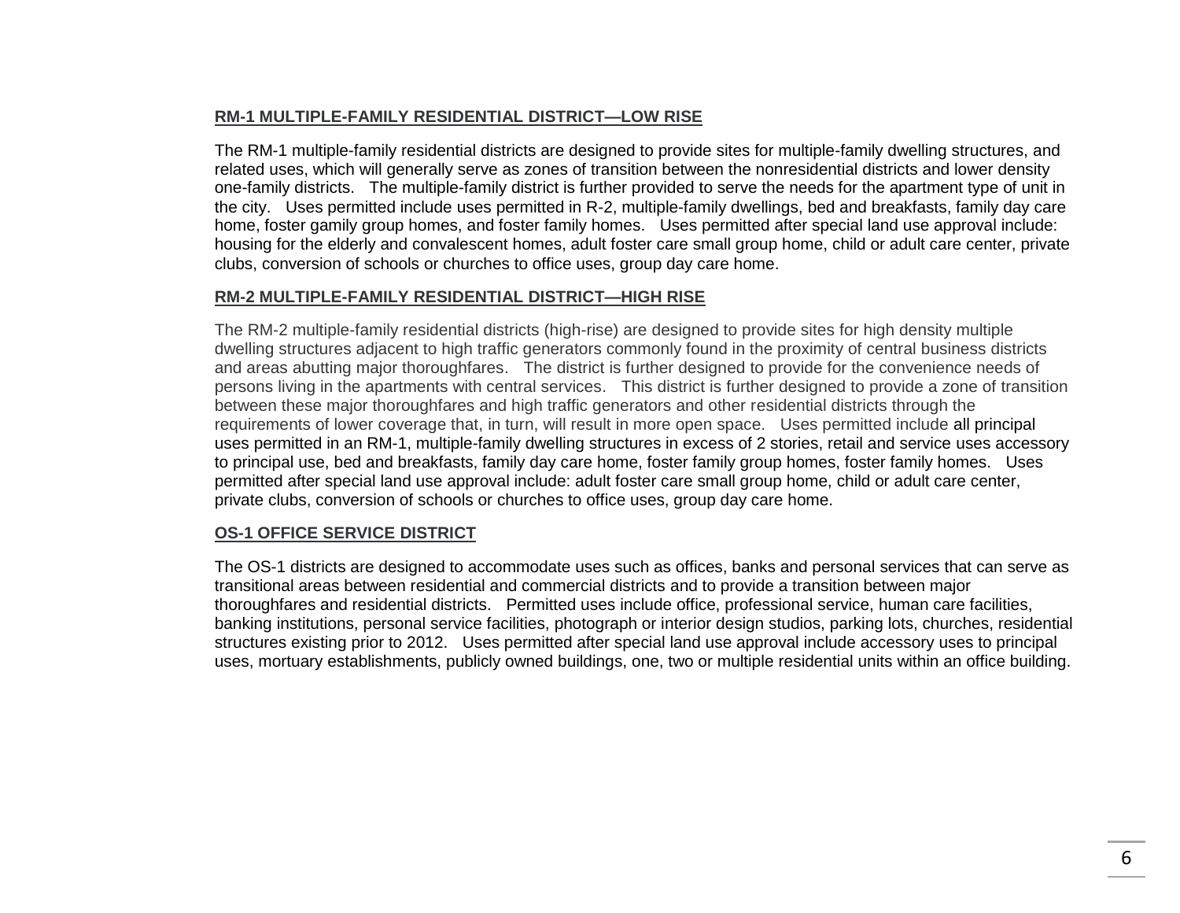**RM-1 MULTIPLE-FAMILY RESIDENTIAL DISTRICT—LOW RISE**

The RM-1 multiple-family residential districts are designed to provide sites for multiple-family dwelling structures, and related uses, which will generally serve as zones of transition between the nonresidential districts and lower density one-family districts. The multiple-family district is further provided to serve the needs for the apartment type of unit in the city. Uses permitted include uses permitted in R-2, multiple-family dwellings, bed and breakfasts, family day care home, foster gamily group homes, and foster family homes. Uses permitted after special land use approval include: housing for the elderly and convalescent homes, adult foster care small group home, child or adult care center, private clubs, conversion of schools or churches to office uses, group day care home.

**RM-2 MULTIPLE-FAMILY RESIDENTIAL DISTRICT—HIGH RISE**

The RM-2 multiple-family residential districts (high-rise) are designed to provide sites for high density multiple dwelling structures adjacent to high traffic generators commonly found in the proximity of central business districts and areas abutting major thoroughfares. The district is further designed to provide for the convenience needs of persons living in the apartments with central services. This district is further designed to provide a zone of transition between these major thoroughfares and high traffic generators and other residential districts through the requirements of lower coverage that, in turn, will result in more open space. Uses permitted include all principal uses permitted in an RM-1, multiple-family dwelling structures in excess of 2 stories, retail and service uses accessory to principal use, bed and breakfasts, family day care home, foster family group homes, foster family homes. Uses permitted after special land use approval include: adult foster care small group home, child or adult care center, private clubs, conversion of schools or churches to office uses, group day care home.

**OS-1 OFFICE SERVICE DISTRICT**

The OS-1 districts are designed to accommodate uses such as offices, banks and personal services that can serve as transitional areas between residential and commercial districts and to provide a transition between major thoroughfares and residential districts. Permitted uses include office, professional service, human care facilities, banking institutions, personal service facilities, photograph or interior design studios, parking lots, churches, residential structures existing prior to 2012. Uses permitted after special land use approval include accessory uses to principal uses, mortuary establishments, publicly owned buildings, one, two or multiple residential units within an office building.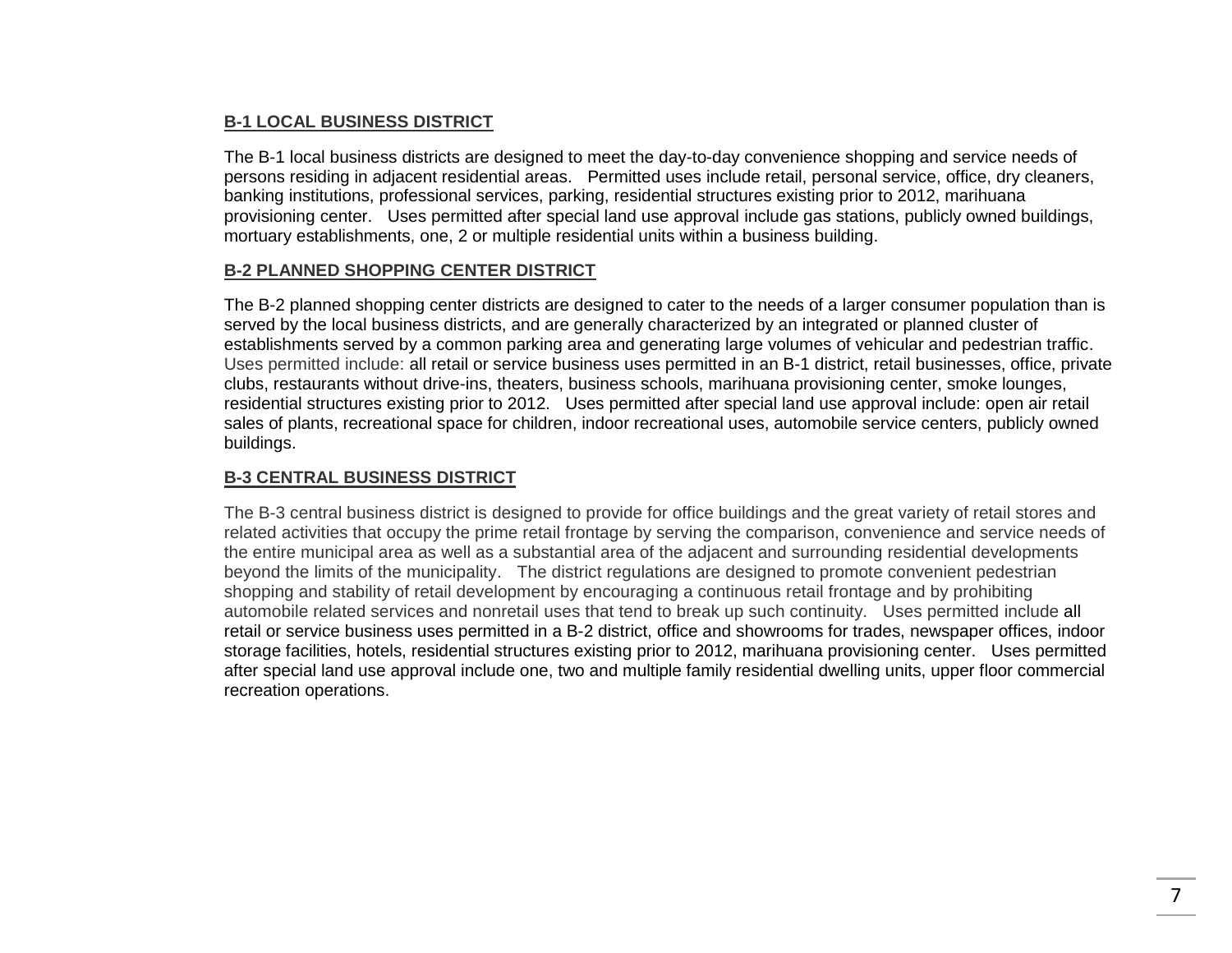**B-1 LOCAL BUSINESS DISTRICT**

The B-1 local business districts are designed to meet the day-to-day convenience shopping and service needs of persons residing in adjacent residential areas. Permitted uses include retail, personal service, office, dry cleaners, banking institutions, professional services, parking, residential structures existing prior to 2012, marihuana provisioning center. Uses permitted after special land use approval include gas stations, publicly owned buildings, mortuary establishments, one, 2 or multiple residential units within a business building.

**B-2 PLANNED SHOPPING CENTER DISTRICT**

The B-2 planned shopping center districts are designed to cater to the needs of a larger consumer population than is served by the local business districts, and are generally characterized by an integrated or planned cluster of establishments served by a common parking area and generating large volumes of vehicular and pedestrian traffic. Uses permitted include: all retail or service business uses permitted in an B-1 district, retail businesses, office, private clubs, restaurants without drive-ins, theaters, business schools, marihuana provisioning center, smoke lounges, residential structures existing prior to 2012. Uses permitted after special land use approval include: open air retail sales of plants, recreational space for children, indoor recreational uses, automobile service centers, publicly owned buildings.

**B-3 CENTRAL BUSINESS DISTRICT**

The B-3 central business district is designed to provide for office buildings and the great variety of retail stores and related activities that occupy the prime retail frontage by serving the comparison, convenience and service needs of the entire municipal area as well as a substantial area of the adjacent and surrounding residential developments beyond the limits of the municipality. The district regulations are designed to promote convenient pedestrian shopping and stability of retail development by encouraging a continuous retail frontage and by prohibiting automobile related services and nonretail uses that tend to break up such continuity. Uses permitted include all retail or service business uses permitted in a B-2 district, office and showrooms for trades, newspaper offices, indoor storage facilities, hotels, residential structures existing prior to 2012, marihuana provisioning center. Uses permitted after special land use approval include one, two and multiple family residential dwelling units, upper floor commercial recreation operations.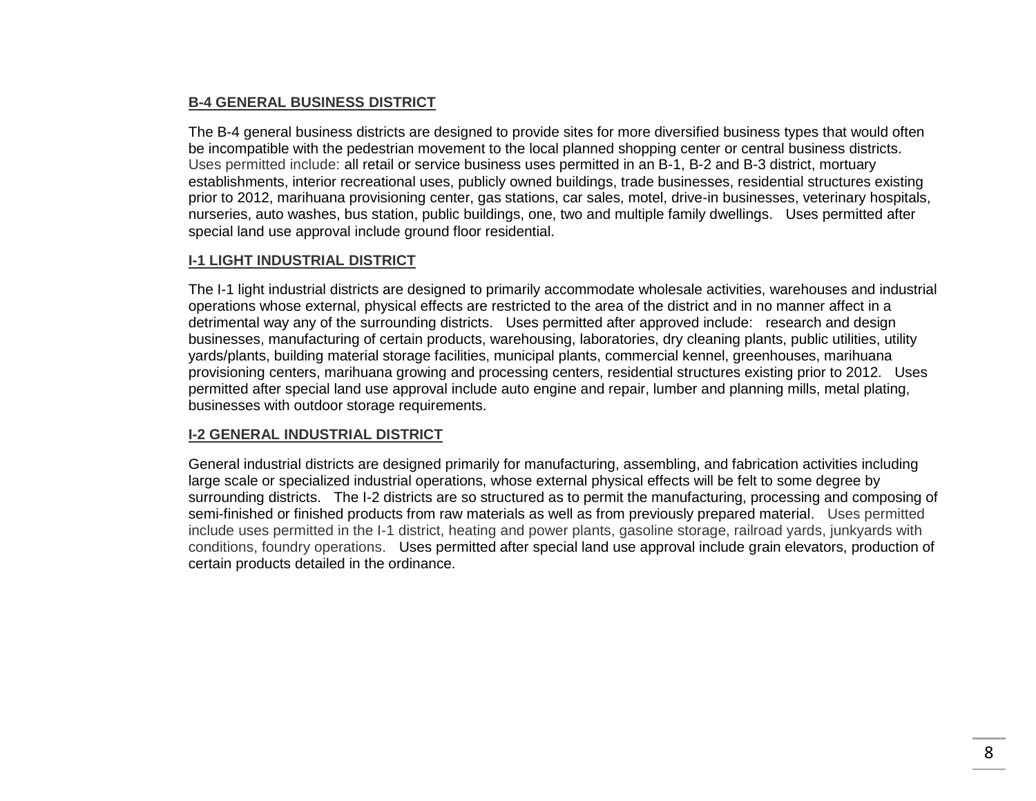**B-4 GENERAL BUSINESS DISTRICT**

The B-4 general business districts are designed to provide sites for more diversified business types that would often be incompatible with the pedestrian movement to the local planned shopping center or central business districts. Uses permitted include: all retail or service business uses permitted in an B-1, B-2 and B-3 district, mortuary establishments, interior recreational uses, publicly owned buildings, trade businesses, residential structures existing prior to 2012, marihuana provisioning center, gas stations, car sales, motel, drive-in businesses, veterinary hospitals, nurseries, auto washes, bus station, public buildings, one, two and multiple family dwellings.   Uses permitted after special land use approval include ground floor residential.

**I-1 LIGHT INDUSTRIAL DISTRICT**

The I-1 light industrial districts are designed to primarily accommodate wholesale activities, warehouses and industrial operations whose external, physical effects are restricted to the area of the district and in no manner affect in a detrimental way any of the surrounding districts.   Uses permitted after approved include:   research and design businesses, manufacturing of certain products, warehousing, laboratories, dry cleaning plants, public utilities, utility yards/plants, building material storage facilities, municipal plants, commercial kennel, greenhouses, marihuana provisioning centers, marihuana growing and processing centers, residential structures existing prior to 2012.   Uses permitted after special land use approval include auto engine and repair, lumber and planning mills, metal plating, businesses with outdoor storage requirements.

**I-2 GENERAL INDUSTRIAL DISTRICT**

General industrial districts are designed primarily for manufacturing, assembling, and fabrication activities including large scale or specialized industrial operations, whose external physical effects will be felt to some degree by surrounding districts.   The I-2 districts are so structured as to permit the manufacturing, processing and composing of semi-finished or finished products from raw materials as well as from previously prepared material.   Uses permitted include uses permitted in the I-1 district, heating and power plants, gasoline storage, railroad yards, junkyards with conditions, foundry operations.   Uses permitted after special land use approval include grain elevators, production of certain products detailed in the ordinance.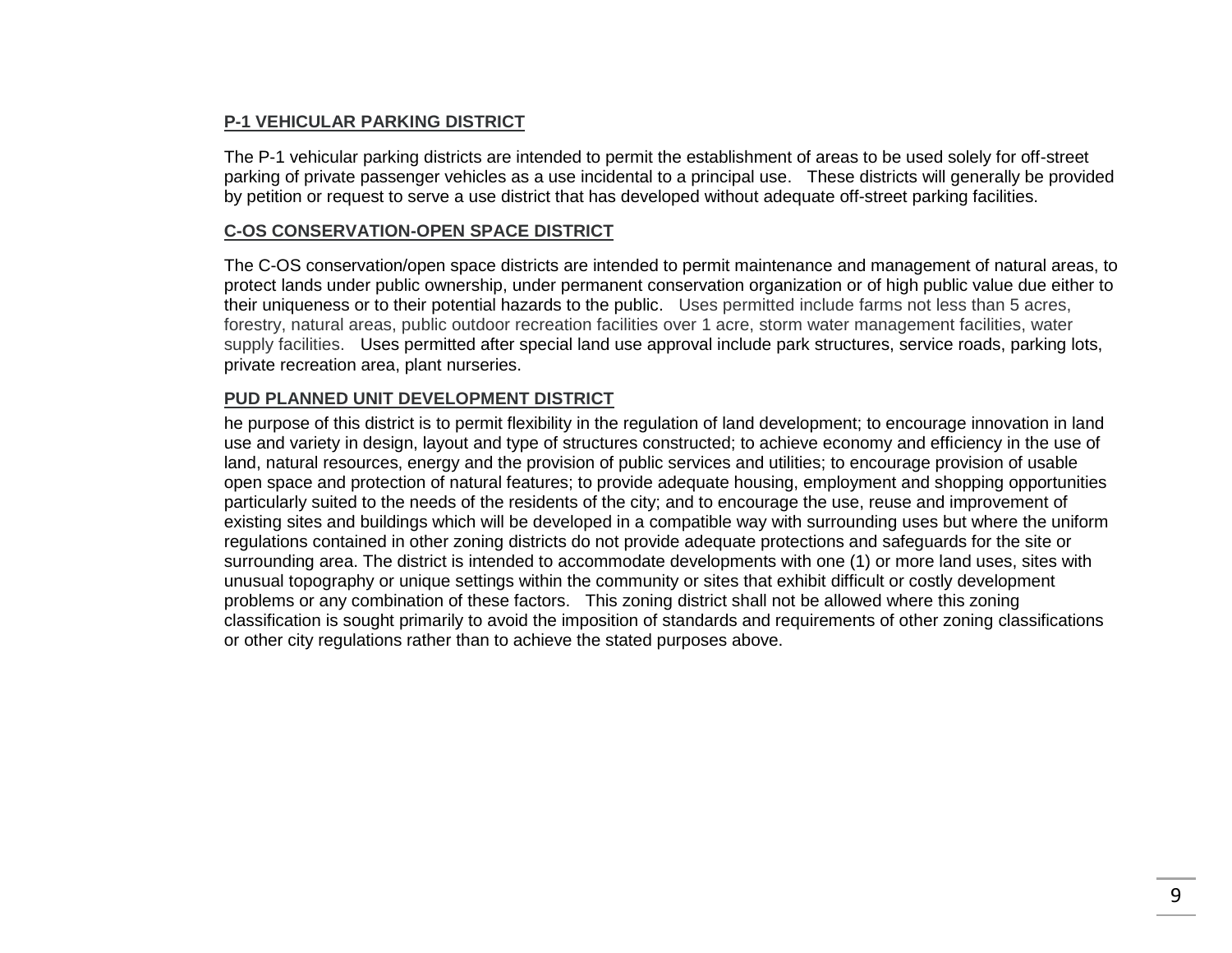## P-1 VEHICULAR PARKING DISTRICT

The P-1 vehicular parking districts are intended to permit the establishment of areas to be used solely for off-street parking of private passenger vehicles as a use incidental to a principal use. These districts will generally be provided by petition or request to serve a use district that has developed without adequate off-street parking facilities.

## C-OS CONSERVATION-OPEN SPACE DISTRICT

The C-OS conservation/open space districts are intended to permit maintenance and management of natural areas, to protect lands under public ownership, under permanent conservation organization or of high public value due either to their uniqueness or to their potential hazards to the public. Uses permitted include farms not less than 5 acres, forestry, natural areas, public outdoor recreation facilities over 1 acre, storm water management facilities, water supply facilities. Uses permitted after special land use approval include park structures, service roads, parking lots, private recreation area, plant nurseries.

## PUD PLANNED UNIT DEVELOPMENT DISTRICT

he purpose of this district is to permit flexibility in the regulation of land development; to encourage innovation in land use and variety in design, layout and type of structures constructed; to achieve economy and efficiency in the use of land, natural resources, energy and the provision of public services and utilities; to encourage provision of usable open space and protection of natural features; to provide adequate housing, employment and shopping opportunities particularly suited to the needs of the residents of the city; and to encourage the use, reuse and improvement of existing sites and buildings which will be developed in a compatible way with surrounding uses but where the uniform regulations contained in other zoning districts do not provide adequate protections and safeguards for the site or surrounding area. The district is intended to accommodate developments with one (1) or more land uses, sites with unusual topography or unique settings within the community or sites that exhibit difficult or costly development problems or any combination of these factors. This zoning district shall not be allowed where this zoning classification is sought primarily to avoid the imposition of standards and requirements of other zoning classifications or other city regulations rather than to achieve the stated purposes above.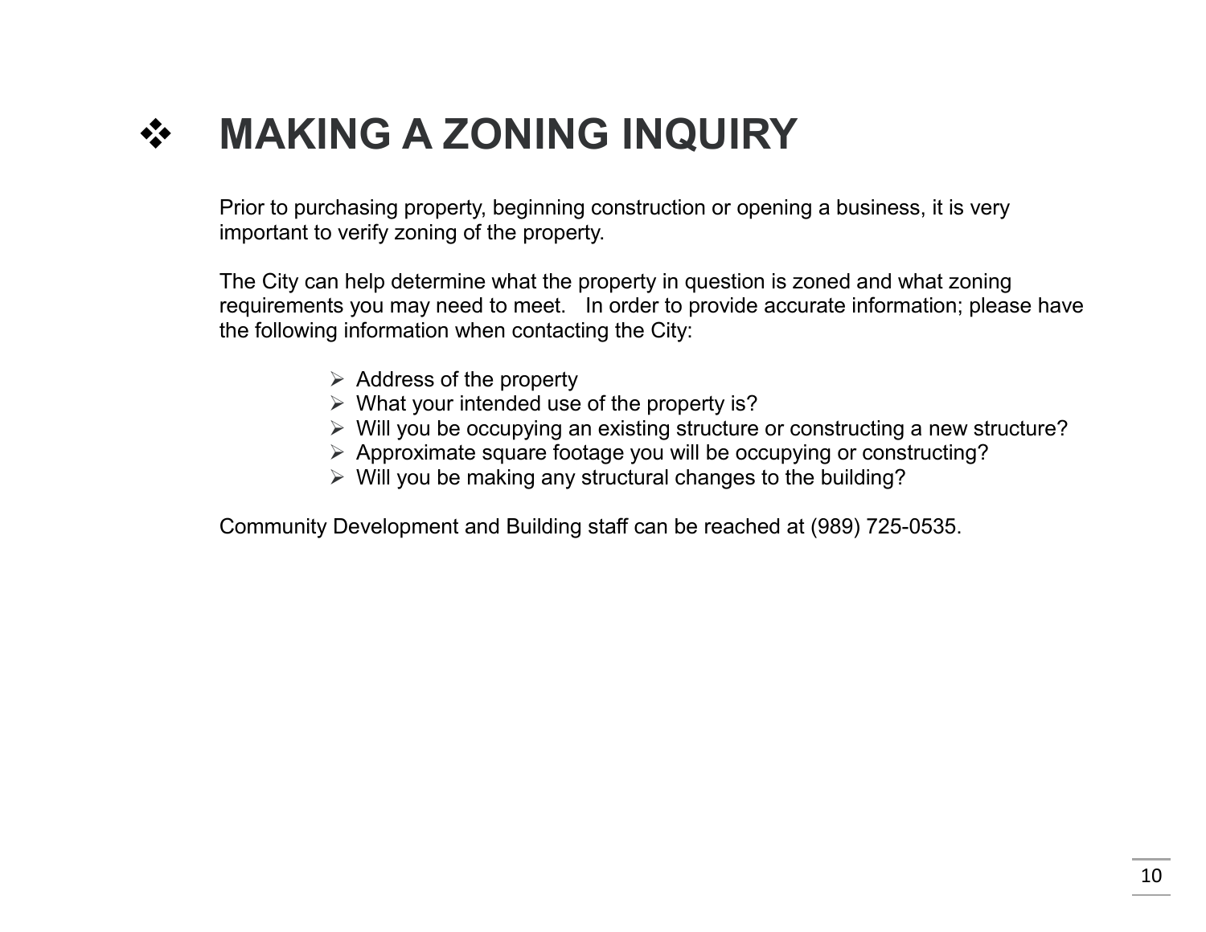# ❖ MAKING A ZONING INQUIRY

Prior to purchasing property, beginning construction or opening a business, it is very important to verify zoning of the property.

The City can help determine what the property in question is zoned and what zoning requirements you may need to meet. In order to provide accurate information; please have the following information when contacting the City:

- Address of the property
- What your intended use of the property is?
- Will you be occupying an existing structure or constructing a new structure?
- Approximate square footage you will be occupying or constructing?
- Will you be making any structural changes to the building?

Community Development and Building staff can be reached at (989) 725-0535.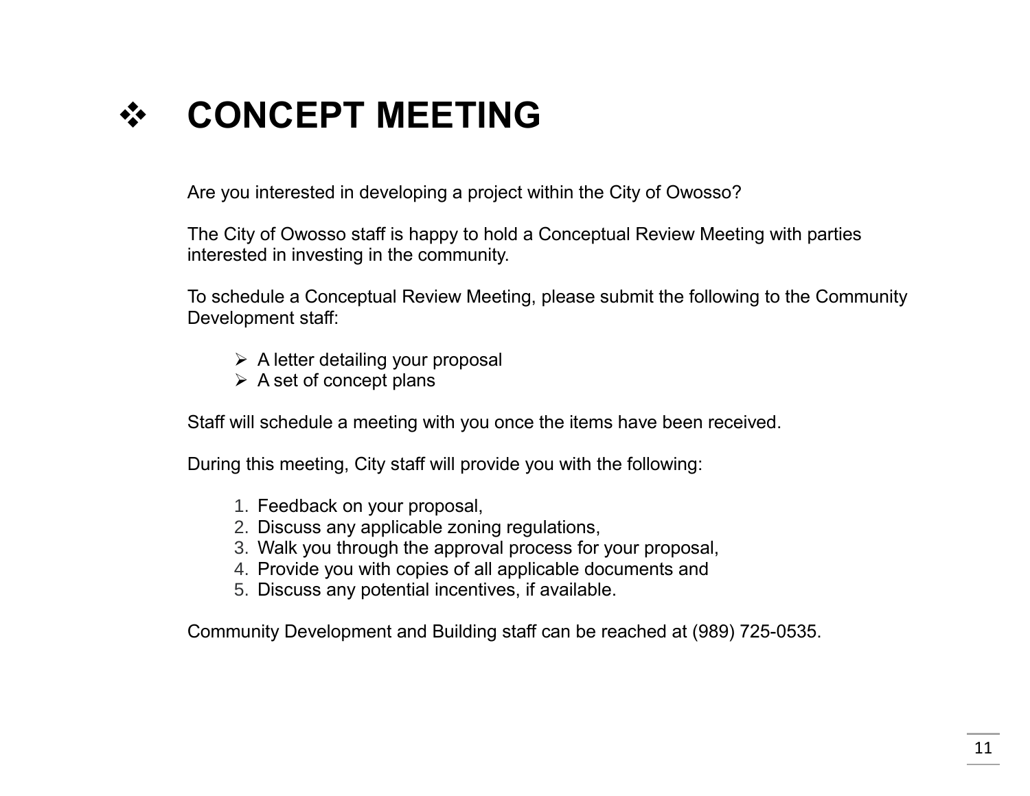# ❖ CONCEPT MEETING

Are you interested in developing a project within the City of Owosso?

The City of Owosso staff is happy to hold a Conceptual Review Meeting with parties interested in investing in the community.

To schedule a Conceptual Review Meeting, please submit the following to the Community Development staff:

- A letter detailing your proposal
- A set of concept plans

Staff will schedule a meeting with you once the items have been received.

During this meeting, City staff will provide you with the following:

1. Feedback on your proposal,
2. Discuss any applicable zoning regulations,
3. Walk you through the approval process for your proposal,
4. Provide you with copies of all applicable documents and
5. Discuss any potential incentives, if available.

Community Development and Building staff can be reached at (989) 725-0535.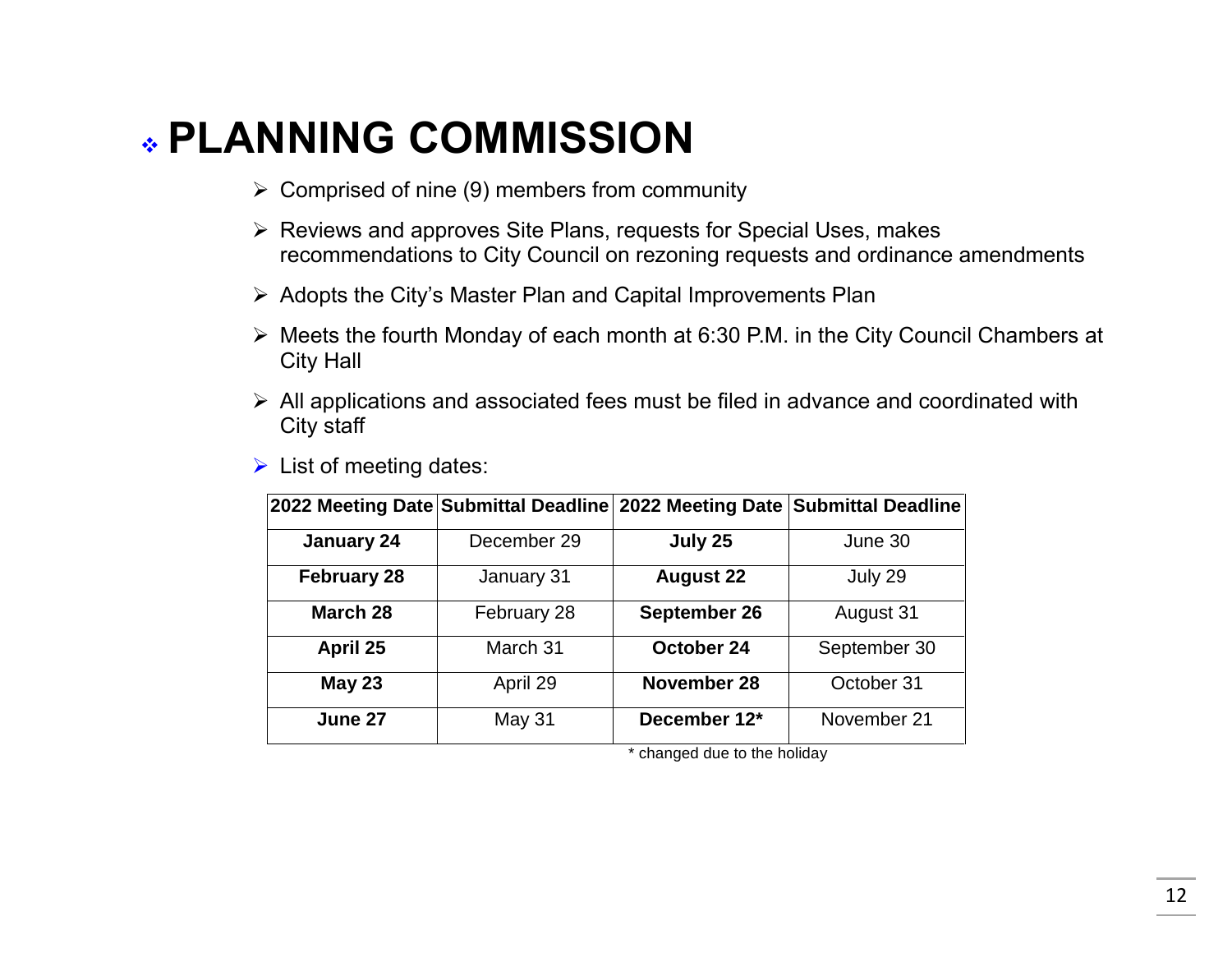# PLANNING COMMISSION

- Comprised of nine (9) members from community
- Reviews and approves Site Plans, requests for Special Uses, makes recommendations to City Council on rezoning requests and ordinance amendments
- Adopts the City's Master Plan and Capital Improvements Plan
- Meets the fourth Monday of each month at 6:30 P.M. in the City Council Chambers at City Hall
- All applications and associated fees must be filed in advance and coordinated with City staff
- List of meeting dates:

| 2022 Meeting Date | Submittal Deadline | 2022 Meeting Date | Submittal Deadline |
|---|---|---|---|
| **January 24** | December 29 | **July 25** | June 30 |
| **February 28** | January 31 | **August 22** | July 29 |
| **March 28** | February 28 | **September 26** | August 31 |
| **April 25** | March 31 | **October 24** | September 30 |
| **May 23** | April 29 | **November 28** | October 31 |
| **June 27** | May 31 | **December 12*** | November 21 |

* changed due to the holiday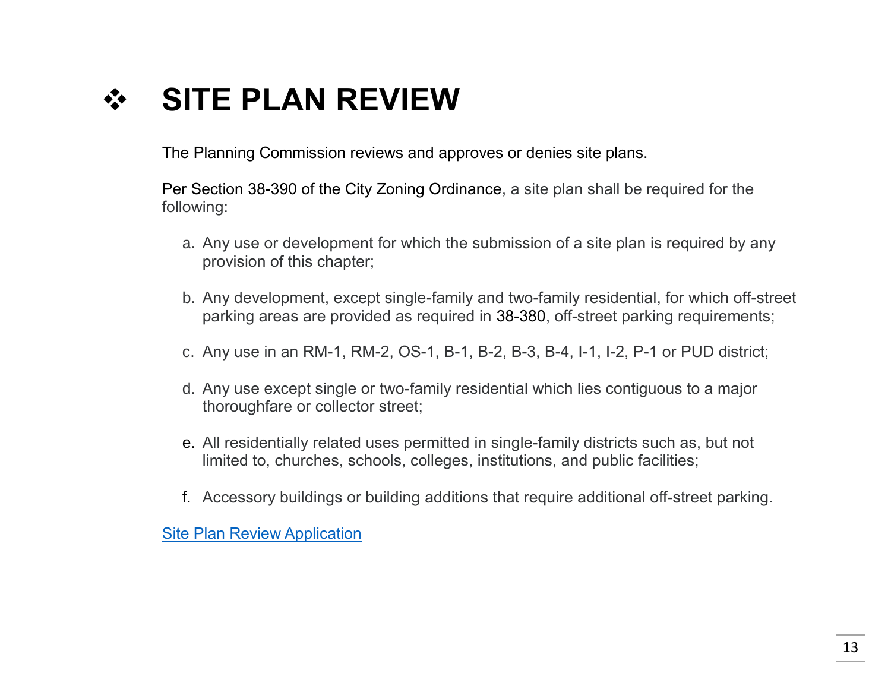# ❖ SITE PLAN REVIEW

The Planning Commission reviews and approves or denies site plans.

Per Section 38-390 of the City Zoning Ordinance, a site plan shall be required for the following:

a. Any use or development for which the submission of a site plan is required by any provision of this chapter;

b. Any development, except single-family and two-family residential, for which off-street parking areas are provided as required in 38-380, off-street parking requirements;

c. Any use in an RM-1, RM-2, OS-1, B-1, B-2, B-3, B-4, I-1, I-2, P-1 or PUD district;

d. Any use except single or two-family residential which lies contiguous to a major thoroughfare or collector street;

e. All residentially related uses permitted in single-family districts such as, but not limited to, churches, schools, colleges, institutions, and public facilities;

f. Accessory buildings or building additions that require additional off-street parking.

Site Plan Review Application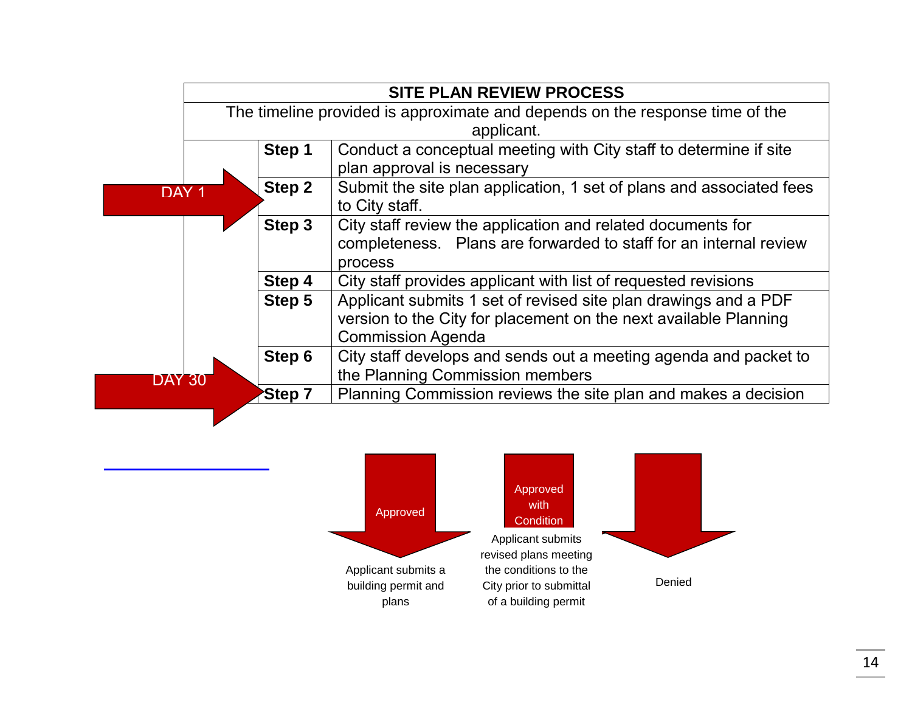# SITE PLAN REVIEW PROCESS

The timeline provided is approximate and depends on the response time of the applicant.

| Timeline | Step | Description |
|---|---|---|
| | **Step 1** | Conduct a conceptual meeting with City staff to determine if site plan approval is necessary |
| DAY 1 | **Step 2** | Submit the site plan application, 1 set of plans and associated fees to City staff. |
| | **Step 3** | City staff review the application and related documents for completeness. Plans are forwarded to staff for an internal review process |
| | **Step 4** | City staff provides applicant with list of requested revisions |
| | **Step 5** | Applicant submits 1 set of revised site plan drawings and a PDF version to the City for placement on the next available Planning Commission Agenda |
| | **Step 6** | City staff develops and sends out a meeting agenda and packet to the Planning Commission members |
| DAY 30 | **Step 7** | Planning Commission reviews the site plan and makes a decision |

**Approved** — Applicant submits a building permit and plans

**Approved with Condition** — Applicant submits revised plans meeting the conditions to the City prior to submittal of a building permit

**Denied**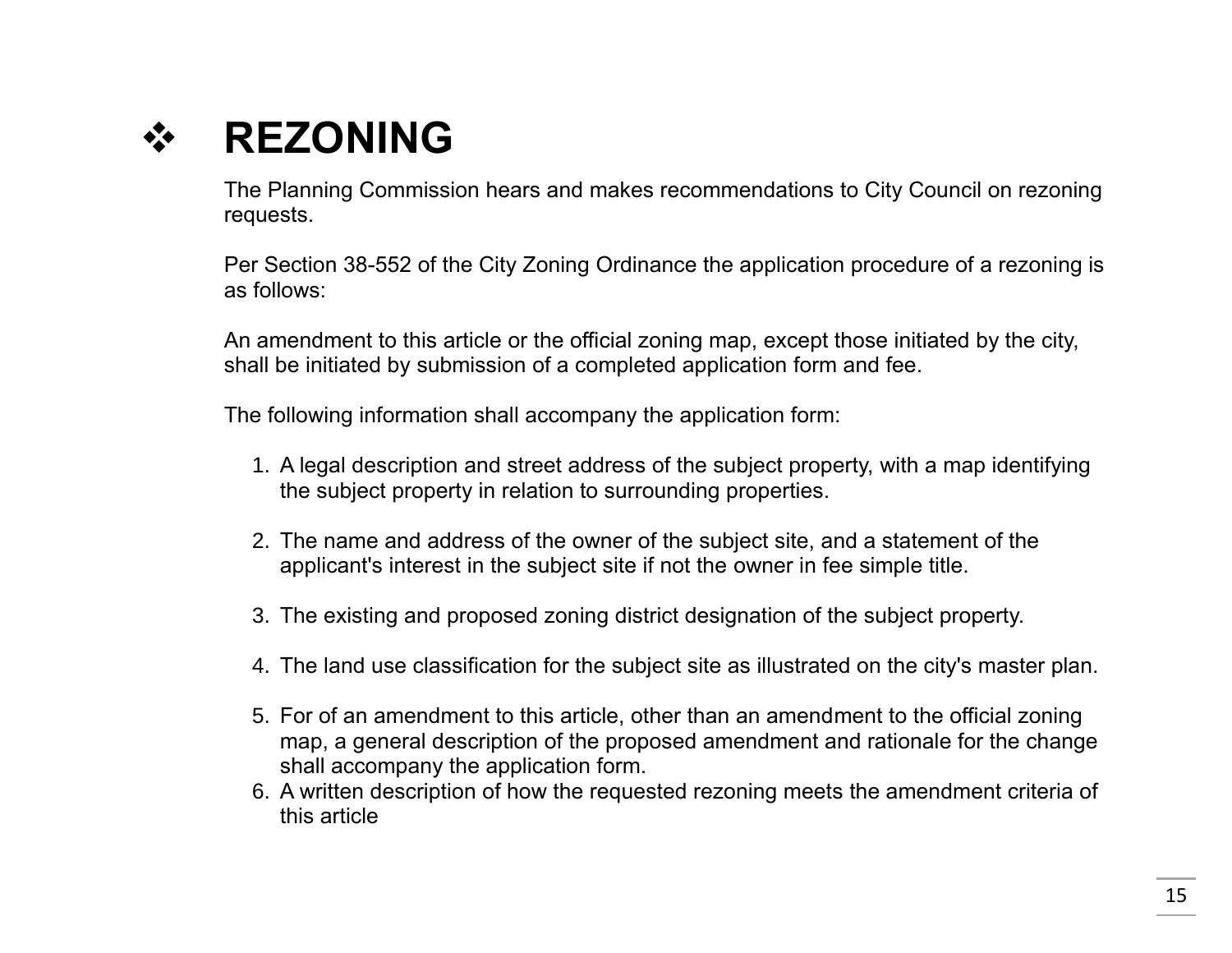# ❖ REZONING

The Planning Commission hears and makes recommendations to City Council on rezoning requests.

Per Section 38-552 of the City Zoning Ordinance the application procedure of a rezoning is as follows:

An amendment to this article or the official zoning map, except those initiated by the city, shall be initiated by submission of a completed application form and fee.

The following information shall accompany the application form:

1. A legal description and street address of the subject property, with a map identifying the subject property in relation to surrounding properties.

2. The name and address of the owner of the subject site, and a statement of the applicant's interest in the subject site if not the owner in fee simple title.

3. The existing and proposed zoning district designation of the subject property.

4. The land use classification for the subject site as illustrated on the city's master plan.

5. For of an amendment to this article, other than an amendment to the official zoning map, a general description of the proposed amendment and rationale for the change shall accompany the application form.
6. A written description of how the requested rezoning meets the amendment criteria of this article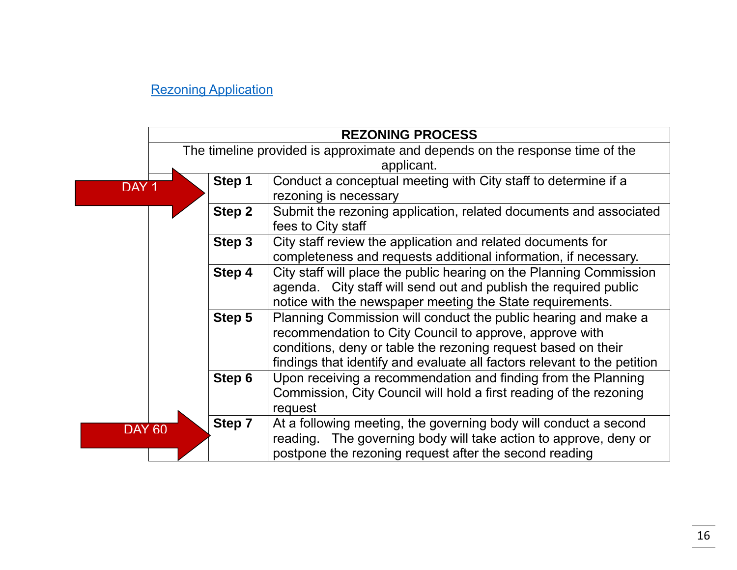[Rezoning Application]

| REZONING PROCESS | | |
|---|---|---|
| The timeline provided is approximate and depends on the response time of the applicant. | | |
| DAY 1 | **Step 1** | Conduct a conceptual meeting with City staff to determine if a rezoning is necessary |
| | **Step 2** | Submit the rezoning application, related documents and associated fees to City staff |
| | **Step 3** | City staff review the application and related documents for completeness and requests additional information, if necessary. |
| | **Step 4** | City staff will place the public hearing on the Planning Commission agenda. City staff will send out and publish the required public notice with the newspaper meeting the State requirements. |
| | **Step 5** | Planning Commission will conduct the public hearing and make a recommendation to City Council to approve, approve with conditions, deny or table the rezoning request based on their findings that identify and evaluate all factors relevant to the petition |
| | **Step 6** | Upon receiving a recommendation and finding from the Planning Commission, City Council will hold a first reading of the rezoning request |
| DAY 60 | **Step 7** | At a following meeting, the governing body will conduct a second reading. The governing body will take action to approve, deny or postpone the rezoning request after the second reading |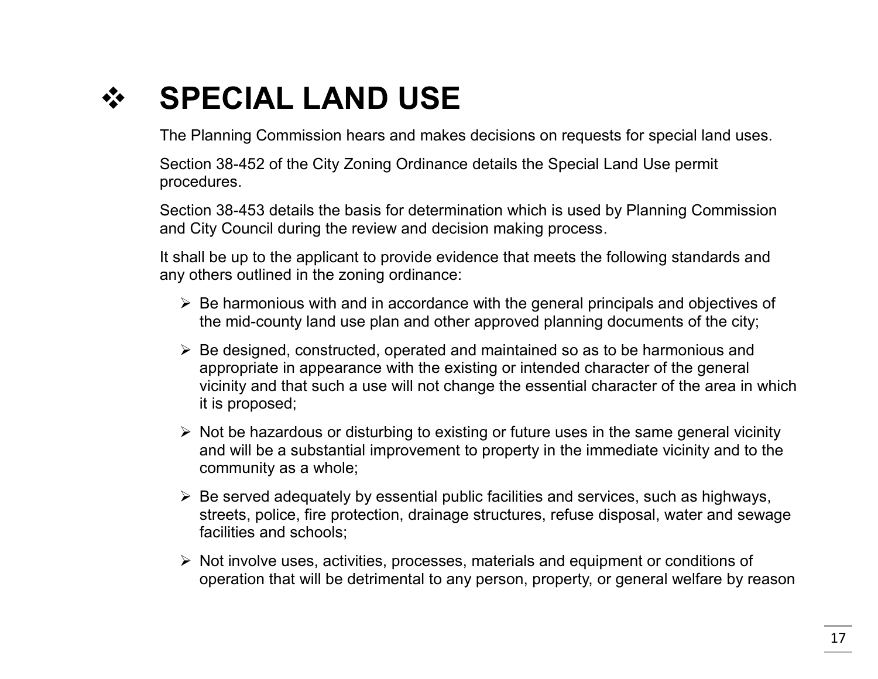# SPECIAL LAND USE

The Planning Commission hears and makes decisions on requests for special land uses.

Section 38-452 of the City Zoning Ordinance details the Special Land Use permit procedures.

Section 38-453 details the basis for determination which is used by Planning Commission and City Council during the review and decision making process.

It shall be up to the applicant to provide evidence that meets the following standards and any others outlined in the zoning ordinance:

- Be harmonious with and in accordance with the general principals and objectives of the mid-county land use plan and other approved planning documents of the city;
- Be designed, constructed, operated and maintained so as to be harmonious and appropriate in appearance with the existing or intended character of the general vicinity and that such a use will not change the essential character of the area in which it is proposed;
- Not be hazardous or disturbing to existing or future uses in the same general vicinity and will be a substantial improvement to property in the immediate vicinity and to the community as a whole;
- Be served adequately by essential public facilities and services, such as highways, streets, police, fire protection, drainage structures, refuse disposal, water and sewage facilities and schools;
- Not involve uses, activities, processes, materials and equipment or conditions of operation that will be detrimental to any person, property, or general welfare by reason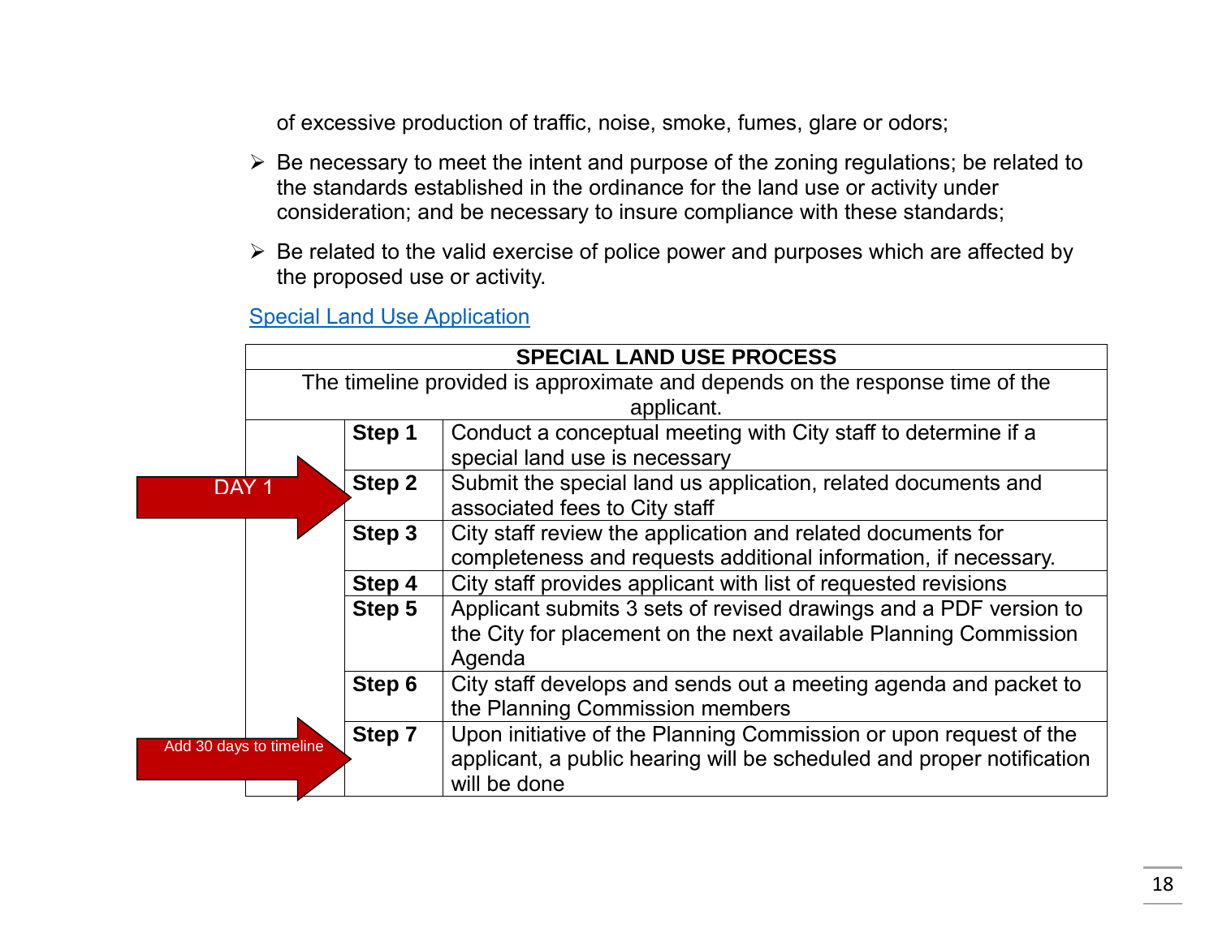of excessive production of traffic, noise, smoke, fumes, glare or odors;

- Be necessary to meet the intent and purpose of the zoning regulations; be related to the standards established in the ordinance for the land use or activity under consideration; and be necessary to insure compliance with these standards;
- Be related to the valid exercise of police power and purposes which are affected by the proposed use or activity.

Special Land Use Application

| SPECIAL LAND USE PROCESS | | |
|---|---|---|
| The timeline provided is approximate and depends on the response time of the applicant. | | |
| | **Step 1** | Conduct a conceptual meeting with City staff to determine if a special land use is necessary |
| DAY 1 | **Step 2** | Submit the special land us application, related documents and associated fees to City staff |
| | **Step 3** | City staff review the application and related documents for completeness and requests additional information, if necessary. |
| | **Step 4** | City staff provides applicant with list of requested revisions |
| | **Step 5** | Applicant submits 3 sets of revised drawings and a PDF version to the City for placement on the next available Planning Commission Agenda |
| | **Step 6** | City staff develops and sends out a meeting agenda and packet to the Planning Commission members |
| Add 30 days to timeline | **Step 7** | Upon initiative of the Planning Commission or upon request of the applicant, a public hearing will be scheduled and proper notification will be done |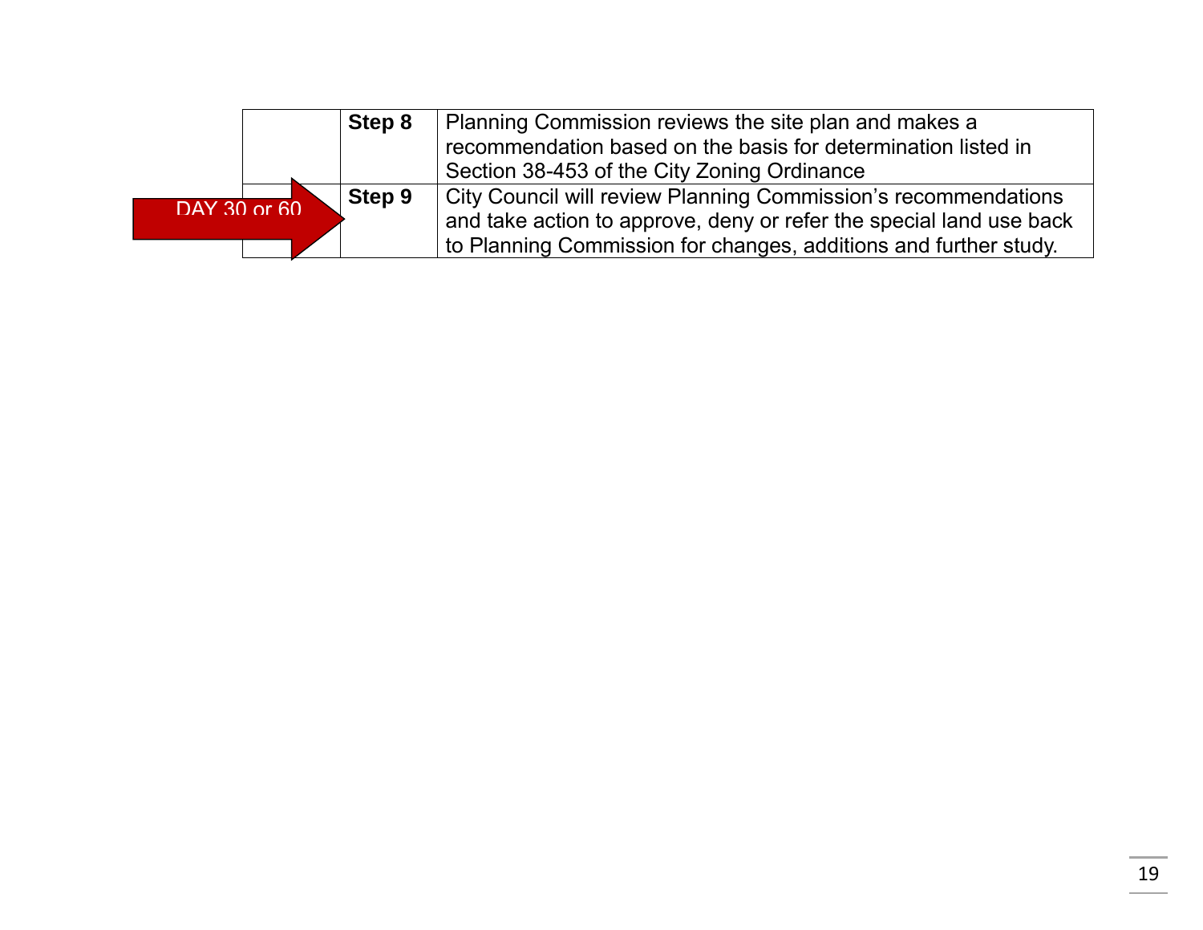| | | |
|---|---|---|
| | **Step 8** | Planning Commission reviews the site plan and makes a recommendation based on the basis for determination listed in Section 38-453 of the City Zoning Ordinance |
| DAY 30 or 60 | **Step 9** | City Council will review Planning Commission's recommendations and take action to approve, deny or refer the special land use back to Planning Commission for changes, additions and further study. |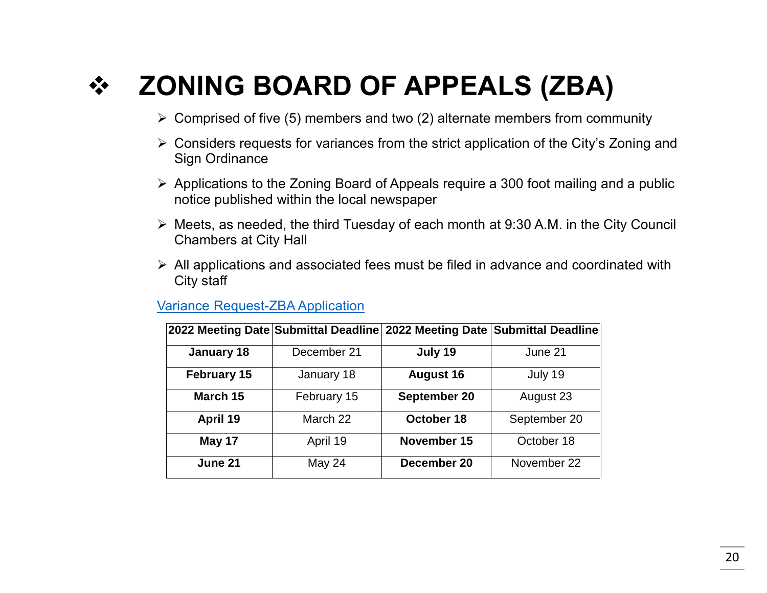# ❖ ZONING BOARD OF APPEALS (ZBA)

- Comprised of five (5) members and two (2) alternate members from community
- Considers requests for variances from the strict application of the City's Zoning and Sign Ordinance
- Applications to the Zoning Board of Appeals require a 300 foot mailing and a public notice published within the local newspaper
- Meets, as needed, the third Tuesday of each month at 9:30 A.M. in the City Council Chambers at City Hall
- All applications and associated fees must be filed in advance and coordinated with City staff

Variance Request-ZBA Application

| 2022 Meeting Date | Submittal Deadline | 2022 Meeting Date | Submittal Deadline |
|---|---|---|---|
| **January 18** | December 21 | **July 19** | June 21 |
| **February 15** | January 18 | **August 16** | July 19 |
| **March 15** | February 15 | **September 20** | August 23 |
| **April 19** | March 22 | **October 18** | September 20 |
| **May 17** | April 19 | **November 15** | October 18 |
| **June 21** | May 24 | **December 20** | November 22 |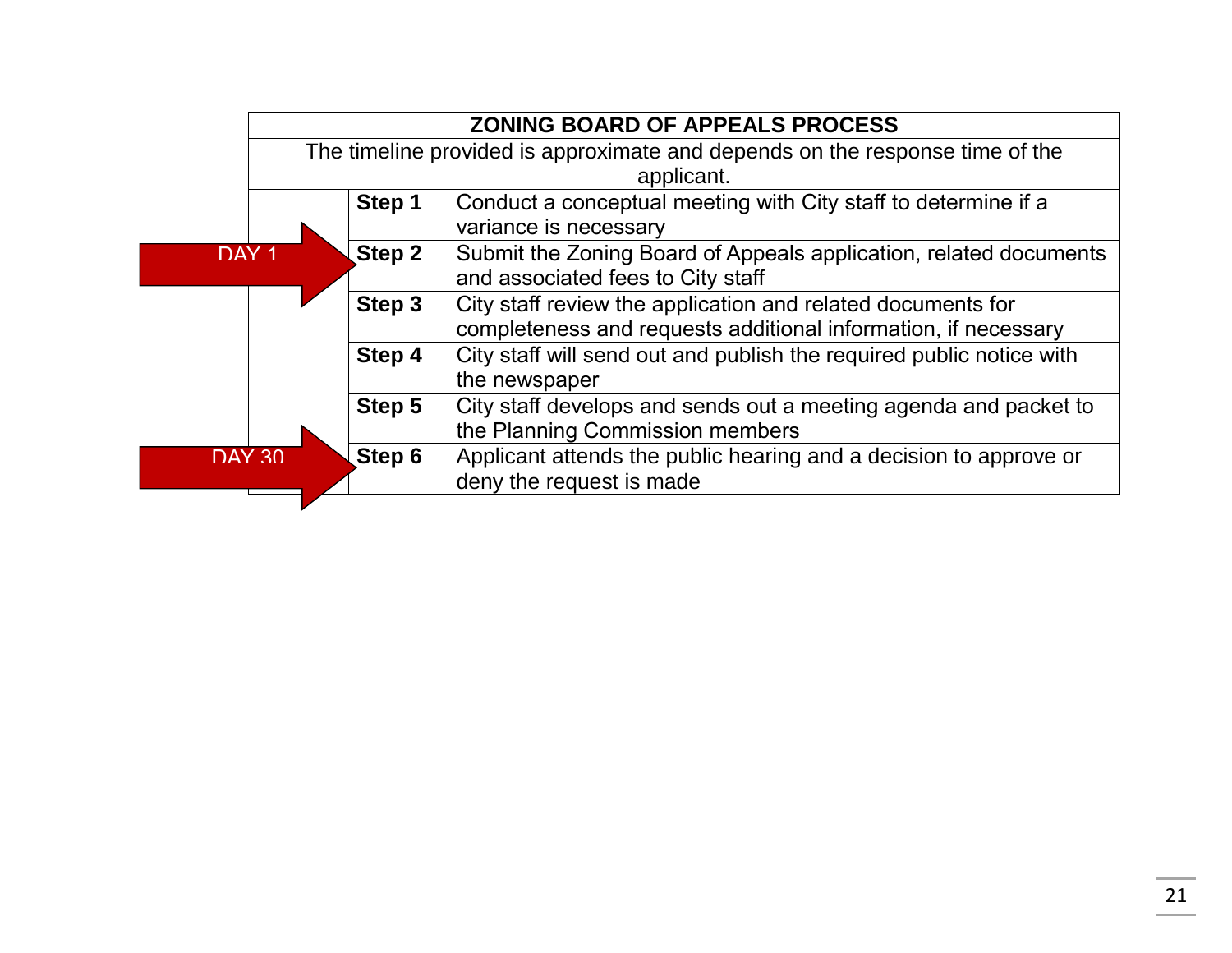| ZONING BOARD OF APPEALS PROCESS | | |
|---|---|---|
| The timeline provided is approximate and depends on the response time of the applicant. | | |
| | **Step 1** | Conduct a conceptual meeting with City staff to determine if a variance is necessary |
| DAY 1 | **Step 2** | Submit the Zoning Board of Appeals application, related documents and associated fees to City staff |
| | **Step 3** | City staff review the application and related documents for completeness and requests additional information, if necessary |
| | **Step 4** | City staff will send out and publish the required public notice with the newspaper |
| | **Step 5** | City staff develops and sends out a meeting agenda and packet to the Planning Commission members |
| DAY 30 | **Step 6** | Applicant attends the public hearing and a decision to approve or deny the request is made |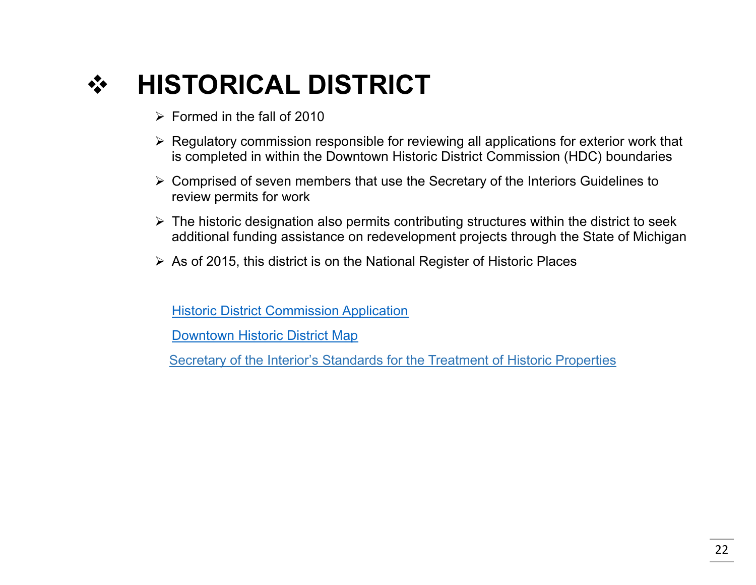# ❖ HISTORICAL DISTRICT

- Formed in the fall of 2010
- Regulatory commission responsible for reviewing all applications for exterior work that is completed in within the Downtown Historic District Commission (HDC) boundaries
- Comprised of seven members that use the Secretary of the Interiors Guidelines to review permits for work
- The historic designation also permits contributing structures within the district to seek additional funding assistance on redevelopment projects through the State of Michigan
- As of 2015, this district is on the National Register of Historic Places

Historic District Commission Application

Downtown Historic District Map

Secretary of the Interior's Standards for the Treatment of Historic Properties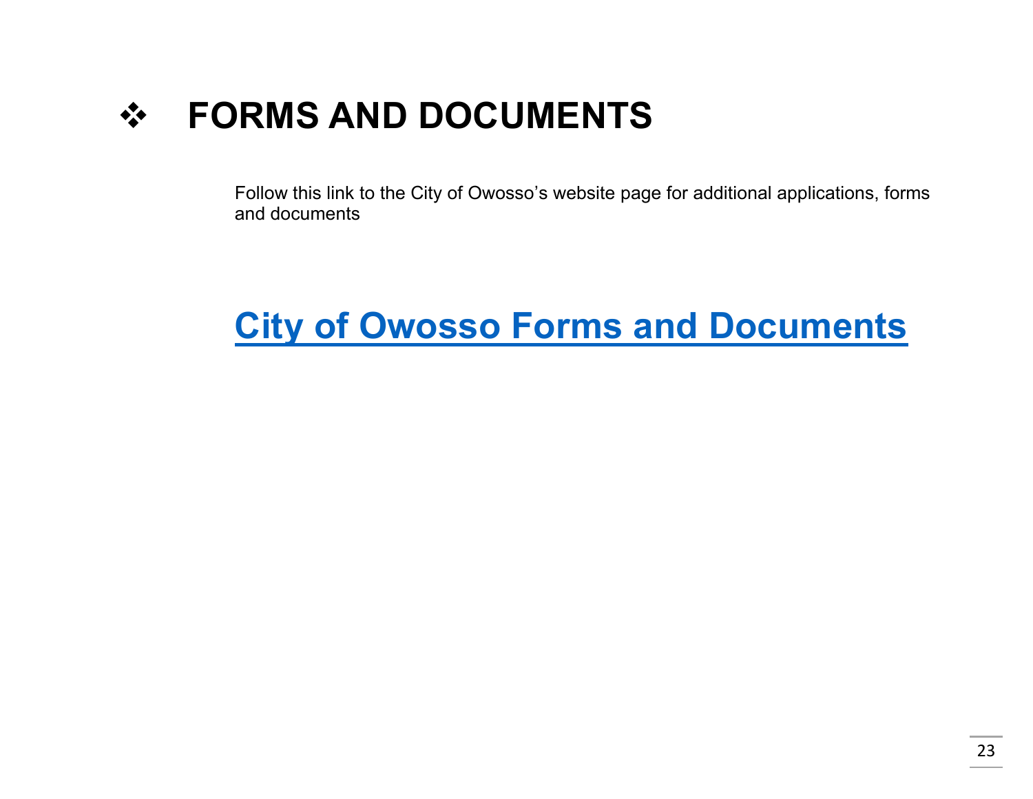# ❖ FORMS AND DOCUMENTS

Follow this link to the City of Owosso's website page for additional applications, forms and documents

## **City of Owosso Forms and Documents**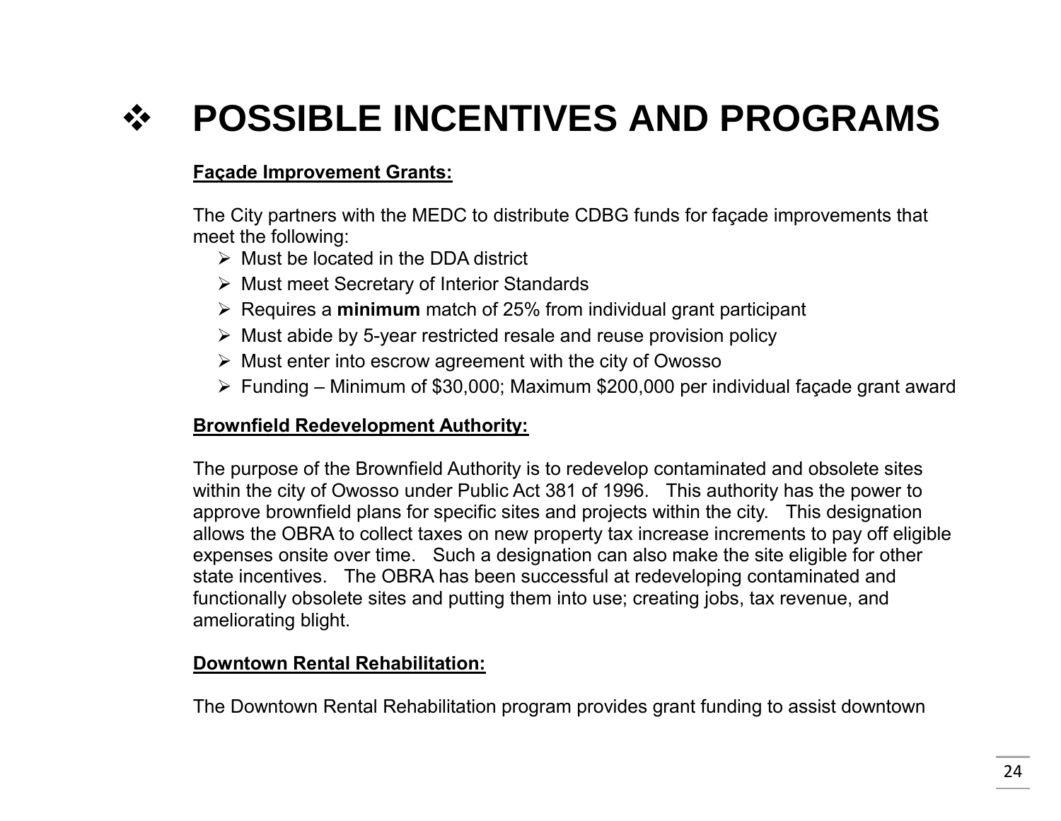# ❖ POSSIBLE INCENTIVES AND PROGRAMS

**Façade Improvement Grants:**

The City partners with the MEDC to distribute CDBG funds for façade improvements that meet the following:

- Must be located in the DDA district
- Must meet Secretary of Interior Standards
- Requires a **minimum** match of 25% from individual grant participant
- Must abide by 5-year restricted resale and reuse provision policy
- Must enter into escrow agreement with the city of Owosso
- Funding – Minimum of $30,000; Maximum $200,000 per individual façade grant award

**Brownfield Redevelopment Authority:**

The purpose of the Brownfield Authority is to redevelop contaminated and obsolete sites within the city of Owosso under Public Act 381 of 1996. This authority has the power to approve brownfield plans for specific sites and projects within the city. This designation allows the OBRA to collect taxes on new property tax increase increments to pay off eligible expenses onsite over time. Such a designation can also make the site eligible for other state incentives. The OBRA has been successful at redeveloping contaminated and functionally obsolete sites and putting them into use; creating jobs, tax revenue, and ameliorating blight.

**Downtown Rental Rehabilitation:**

The Downtown Rental Rehabilitation program provides grant funding to assist downtown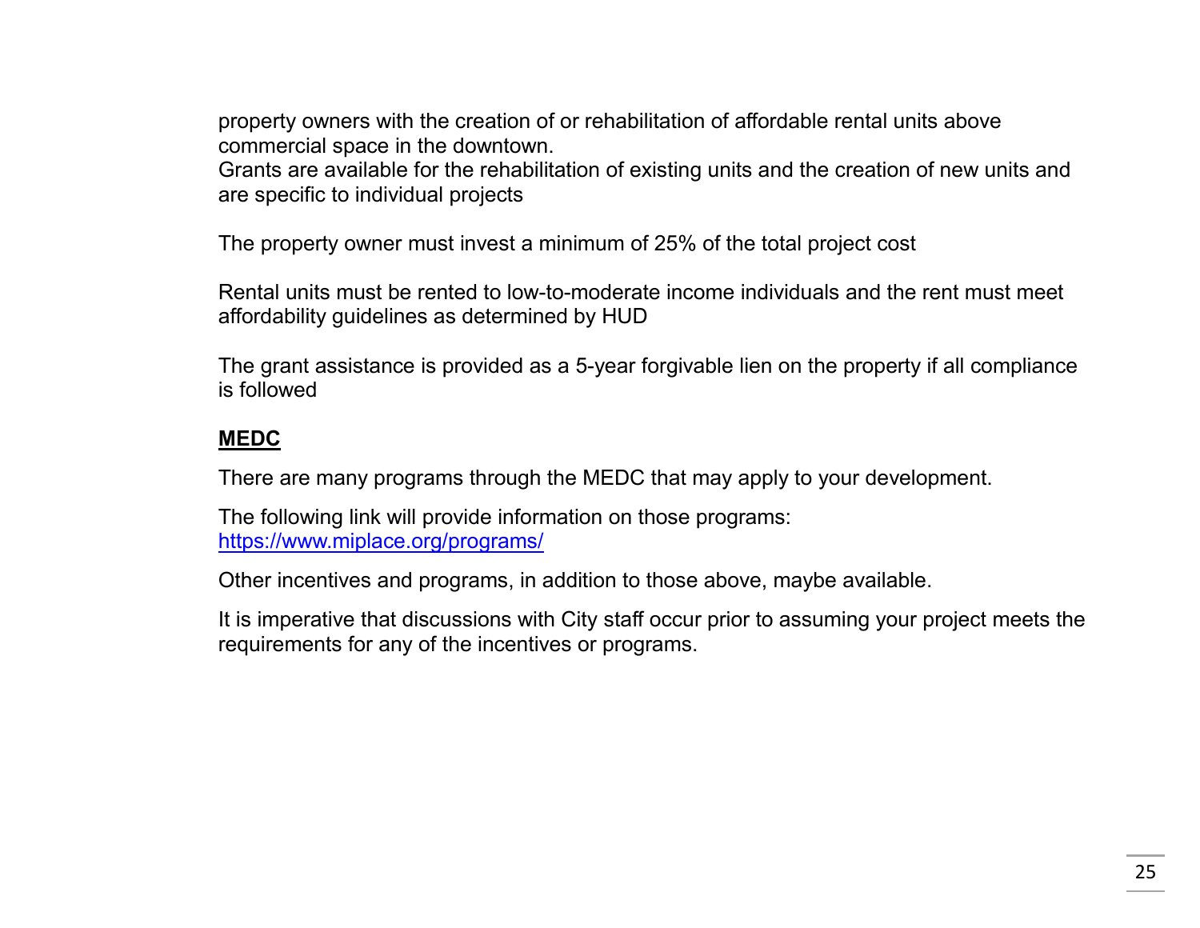property owners with the creation of or rehabilitation of affordable rental units above commercial space in the downtown.
Grants are available for the rehabilitation of existing units and the creation of new units and are specific to individual projects

The property owner must invest a minimum of 25% of the total project cost

Rental units must be rented to low-to-moderate income individuals and the rent must meet affordability guidelines as determined by HUD

The grant assistance is provided as a 5-year forgivable lien on the property if all compliance is followed

**MEDC**

There are many programs through the MEDC that may apply to your development.

The following link will provide information on those programs:
https://www.miplace.org/programs/

Other incentives and programs, in addition to those above, maybe available.

It is imperative that discussions with City staff occur prior to assuming your project meets the requirements for any of the incentives or programs.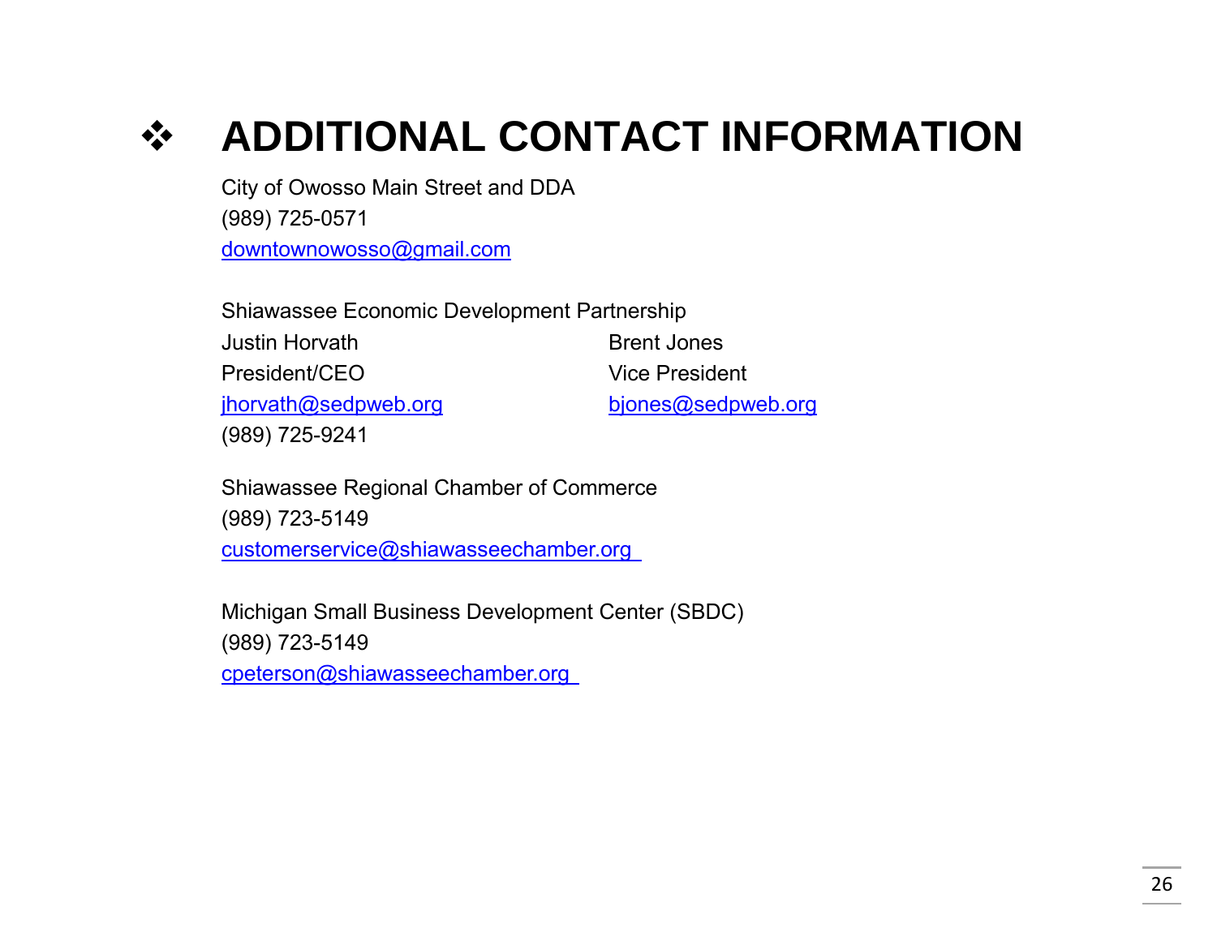# ❖ ADDITIONAL CONTACT INFORMATION

City of Owosso Main Street and DDA
(989) 725-0571
downtownowosso@gmail.com

Shiawassee Economic Development Partnership

Justin Horvath
President/CEO
jhorvath@sedpweb.org
(989) 725-9241

Brent Jones
Vice President
bjones@sedpweb.org

Shiawassee Regional Chamber of Commerce
(989) 723-5149
customerservice@shiawasseechamber.org

Michigan Small Business Development Center (SBDC)
(989) 723-5149
cpeterson@shiawasseechamber.org